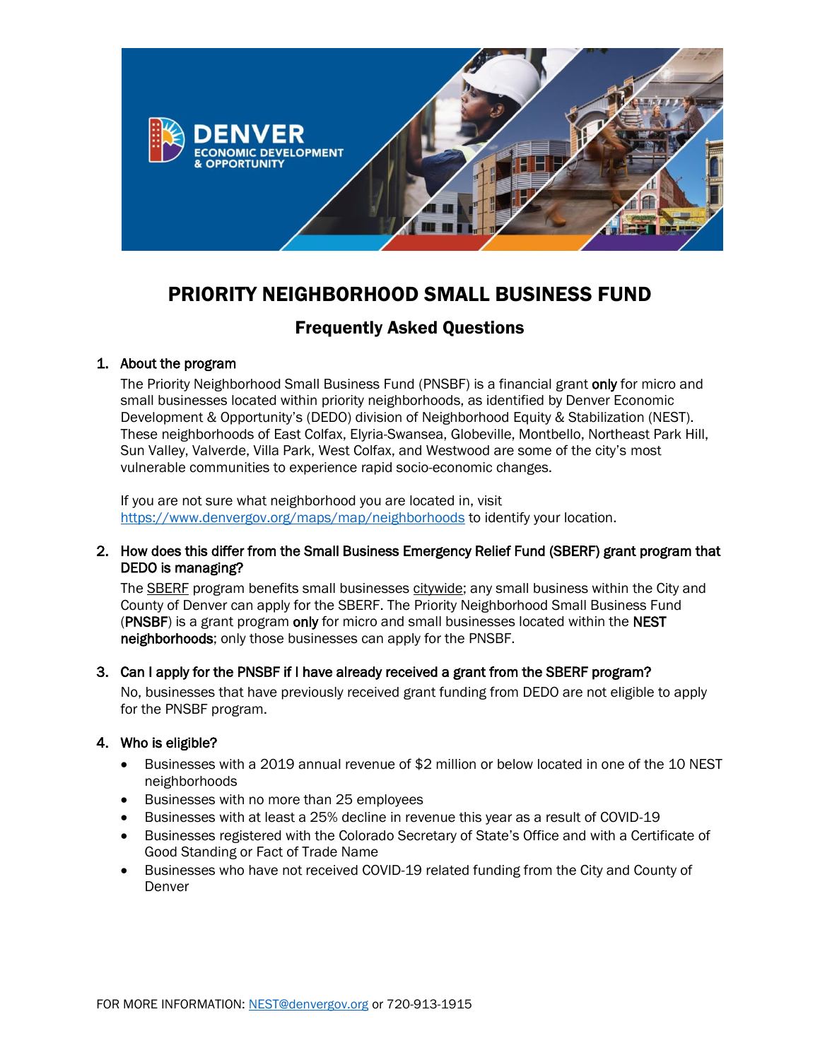# PRIORITY NEIGHBORHOOD SMALL BUSINESS FUND

## Frequently Asked Questions

1. **About the program**

   The Priority Neighborhood Small Business Fund (PNSBF) is a financial grant **only** for micro and small businesses located within priority neighborhoods, as identified by Denver Economic Development & Opportunity's (DEDO) division of Neighborhood Equity & Stabilization (NEST). These neighborhoods of East Colfax, Elyria-Swansea, Globeville, Montbello, Northeast Park Hill, Sun Valley, Valverde, Villa Park, West Colfax, and Westwood are some of the city's most vulnerable communities to experience rapid socio-economic changes.

   If you are not sure what neighborhood you are located in, visit https://www.denvergov.org/maps/map/neighborhoods to identify your location.

2. **How does this differ from the Small Business Emergency Relief Fund (SBERF) grant program that DEDO is managing?**

   The SBERF program benefits small businesses citywide; any small business within the City and County of Denver can apply for the SBERF. The Priority Neighborhood Small Business Fund (**PNSBF**) is a grant program **only** for micro and small businesses located within the **NEST neighborhoods**; only those businesses can apply for the PNSBF.

3. **Can I apply for the PNSBF if I have already received a grant from the SBERF program?**

   No, businesses that have previously received grant funding from DEDO are not eligible to apply for the PNSBF program.

4. **Who is eligible?**

   - Businesses with a 2019 annual revenue of $2 million or below located in one of the 10 NEST neighborhoods
   - Businesses with no more than 25 employees
   - Businesses with at least a 25% decline in revenue this year as a result of COVID-19
   - Businesses registered with the Colorado Secretary of State's Office and with a Certificate of Good Standing or Fact of Trade Name
   - Businesses who have not received COVID-19 related funding from the City and County of Denver

FOR MORE INFORMATION: NEST@denvergov.org or 720-913-1915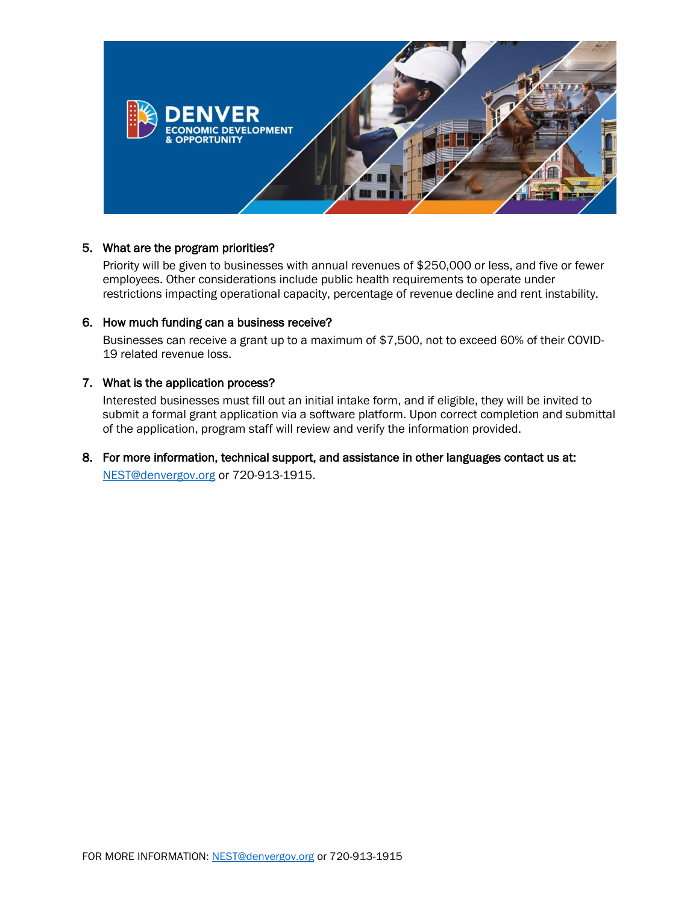5. **What are the program priorities?**

   Priority will be given to businesses with annual revenues of $250,000 or less, and five or fewer employees. Other considerations include public health requirements to operate under restrictions impacting operational capacity, percentage of revenue decline and rent instability.

6. **How much funding can a business receive?**

   Businesses can receive a grant up to a maximum of $7,500, not to exceed 60% of their COVID-19 related revenue loss.

7. **What is the application process?**

   Interested businesses must fill out an initial intake form, and if eligible, they will be invited to submit a formal grant application via a software platform. Upon correct completion and submittal of the application, program staff will review and verify the information provided.

8. **For more information, technical support, and assistance in other languages contact us at:**

   NEST@denvergov.org or 720-913-1915.

FOR MORE INFORMATION: NEST@denvergov.org or 720-913-1915